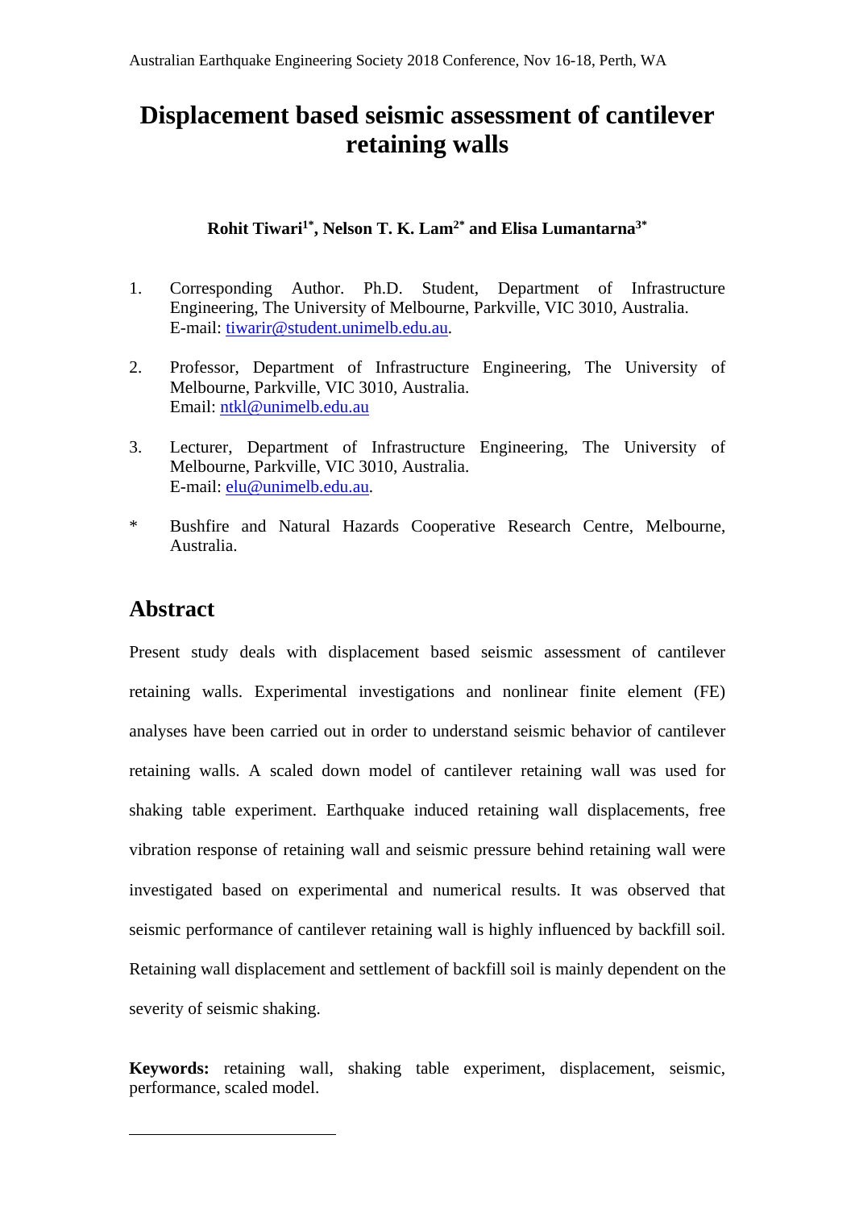# Displacement based seismic assessment of cantilever retaining walls

**Rohit Tiwari[1*], Nelson T. K. Lam[2*] and Elisa Lumantarna[3*]**

1. Corresponding Author. Ph.D. Student, Department of Infrastructure Engineering, The University of Melbourne, Parkville, VIC 3010, Australia. E-mail: tiwarir@student.unimelb.edu.au.

2. Professor, Department of Infrastructure Engineering, The University of Melbourne, Parkville, VIC 3010, Australia. Email: ntkl@unimelb.edu.au

3. Lecturer, Department of Infrastructure Engineering, The University of Melbourne, Parkville, VIC 3010, Australia. E-mail: elu@unimelb.edu.au.

\* Bushfire and Natural Hazards Cooperative Research Centre, Melbourne, Australia.

## Abstract

Present study deals with displacement based seismic assessment of cantilever retaining walls. Experimental investigations and nonlinear finite element (FE) analyses have been carried out in order to understand seismic behavior of cantilever retaining walls. A scaled down model of cantilever retaining wall was used for shaking table experiment. Earthquake induced retaining wall displacements, free vibration response of retaining wall and seismic pressure behind retaining wall were investigated based on experimental and numerical results. It was observed that seismic performance of cantilever retaining wall is highly influenced by backfill soil. Retaining wall displacement and settlement of backfill soil is mainly dependent on the severity of seismic shaking.

**Keywords:** retaining wall, shaking table experiment, displacement, seismic, performance, scaled model.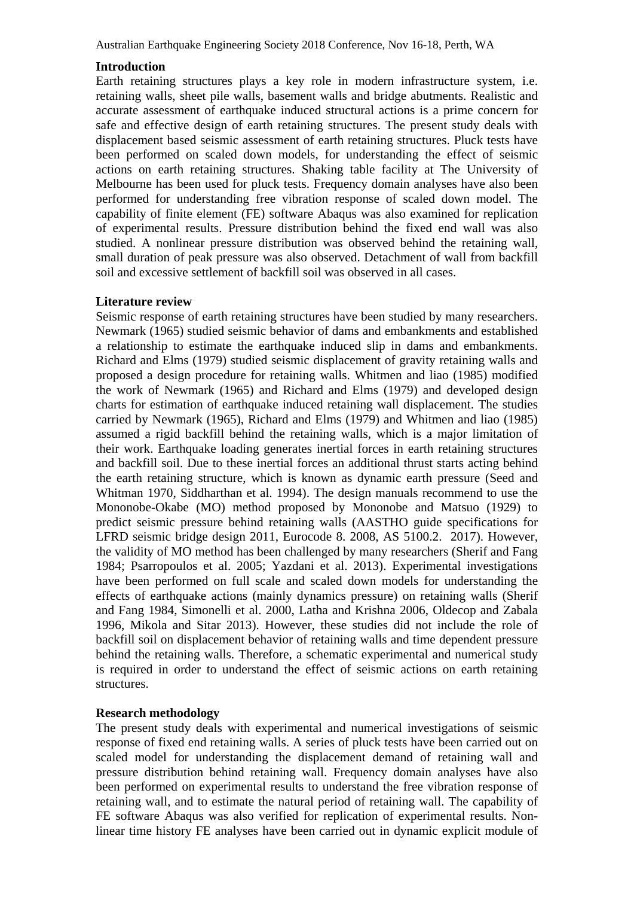## Introduction

Earth retaining structures plays a key role in modern infrastructure system, i.e. retaining walls, sheet pile walls, basement walls and bridge abutments. Realistic and accurate assessment of earthquake induced structural actions is a prime concern for safe and effective design of earth retaining structures. The present study deals with displacement based seismic assessment of earth retaining structures. Pluck tests have been performed on scaled down models, for understanding the effect of seismic actions on earth retaining structures. Shaking table facility at The University of Melbourne has been used for pluck tests. Frequency domain analyses have also been performed for understanding free vibration response of scaled down model. The capability of finite element (FE) software Abaqus was also examined for replication of experimental results. Pressure distribution behind the fixed end wall was also studied. A nonlinear pressure distribution was observed behind the retaining wall, small duration of peak pressure was also observed. Detachment of wall from backfill soil and excessive settlement of backfill soil was observed in all cases.

## Literature review

Seismic response of earth retaining structures have been studied by many researchers. Newmark (1965) studied seismic behavior of dams and embankments and established a relationship to estimate the earthquake induced slip in dams and embankments. Richard and Elms (1979) studied seismic displacement of gravity retaining walls and proposed a design procedure for retaining walls. Whitmen and liao (1985) modified the work of Newmark (1965) and Richard and Elms (1979) and developed design charts for estimation of earthquake induced retaining wall displacement. The studies carried by Newmark (1965), Richard and Elms (1979) and Whitmen and liao (1985) assumed a rigid backfill behind the retaining walls, which is a major limitation of their work. Earthquake loading generates inertial forces in earth retaining structures and backfill soil. Due to these inertial forces an additional thrust starts acting behind the earth retaining structure, which is known as dynamic earth pressure (Seed and Whitman 1970, Siddharthan et al. 1994). The design manuals recommend to use the Mononobe-Okabe (MO) method proposed by Mononobe and Matsuo (1929) to predict seismic pressure behind retaining walls (AASTHO guide specifications for LFRD seismic bridge design 2011, Eurocode 8. 2008, AS 5100.2. 2017). However, the validity of MO method has been challenged by many researchers (Sherif and Fang 1984; Psarropoulos et al. 2005; Yazdani et al. 2013). Experimental investigations have been performed on full scale and scaled down models for understanding the effects of earthquake actions (mainly dynamics pressure) on retaining walls (Sherif and Fang 1984, Simonelli et al. 2000, Latha and Krishna 2006, Oldecop and Zabala 1996, Mikola and Sitar 2013). However, these studies did not include the role of backfill soil on displacement behavior of retaining walls and time dependent pressure behind the retaining walls. Therefore, a schematic experimental and numerical study is required in order to understand the effect of seismic actions on earth retaining structures.

## Research methodology

The present study deals with experimental and numerical investigations of seismic response of fixed end retaining walls. A series of pluck tests have been carried out on scaled model for understanding the displacement demand of retaining wall and pressure distribution behind retaining wall. Frequency domain analyses have also been performed on experimental results to understand the free vibration response of retaining wall, and to estimate the natural period of retaining wall. The capability of FE software Abaqus was also verified for replication of experimental results. Non-linear time history FE analyses have been carried out in dynamic explicit module of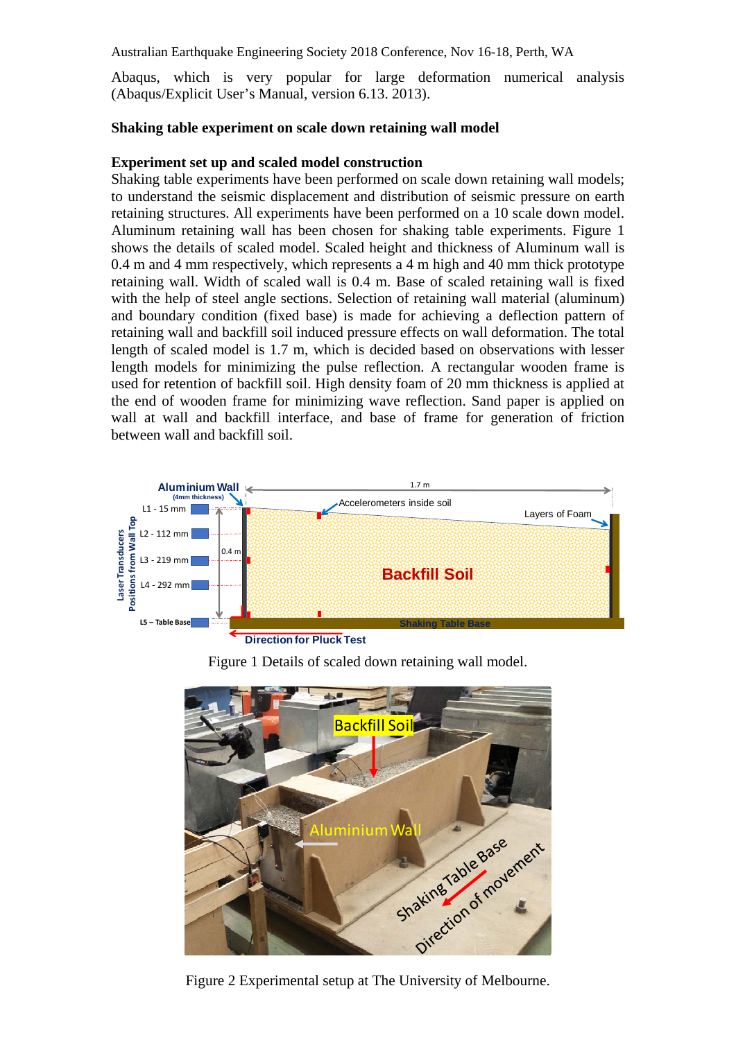Abaqus, which is very popular for large deformation numerical analysis (Abaqus/Explicit User's Manual, version 6.13. 2013).

**Shaking table experiment on scale down retaining wall model**

**Experiment set up and scaled model construction**

Shaking table experiments have been performed on scale down retaining wall models; to understand the seismic displacement and distribution of seismic pressure on earth retaining structures. All experiments have been performed on a 10 scale down model. Aluminum retaining wall has been chosen for shaking table experiments. Figure 1 shows the details of scaled model. Scaled height and thickness of Aluminum wall is 0.4 m and 4 mm respectively, which represents a 4 m high and 40 mm thick prototype retaining wall. Width of scaled wall is 0.4 m. Base of scaled retaining wall is fixed with the help of steel angle sections. Selection of retaining wall material (aluminum) and boundary condition (fixed base) is made for achieving a deflection pattern of retaining wall and backfill soil induced pressure effects on wall deformation. The total length of scaled model is 1.7 m, which is decided based on observations with lesser length models for minimizing the pulse reflection. A rectangular wooden frame is used for retention of backfill soil. High density foam of 20 mm thickness is applied at the end of wooden frame for minimizing wave reflection. Sand paper is applied on wall at wall and backfill interface, and base of frame for generation of friction between wall and backfill soil.

Figure 1 Details of scaled down retaining wall model.

Figure 2 Experimental setup at The University of Melbourne.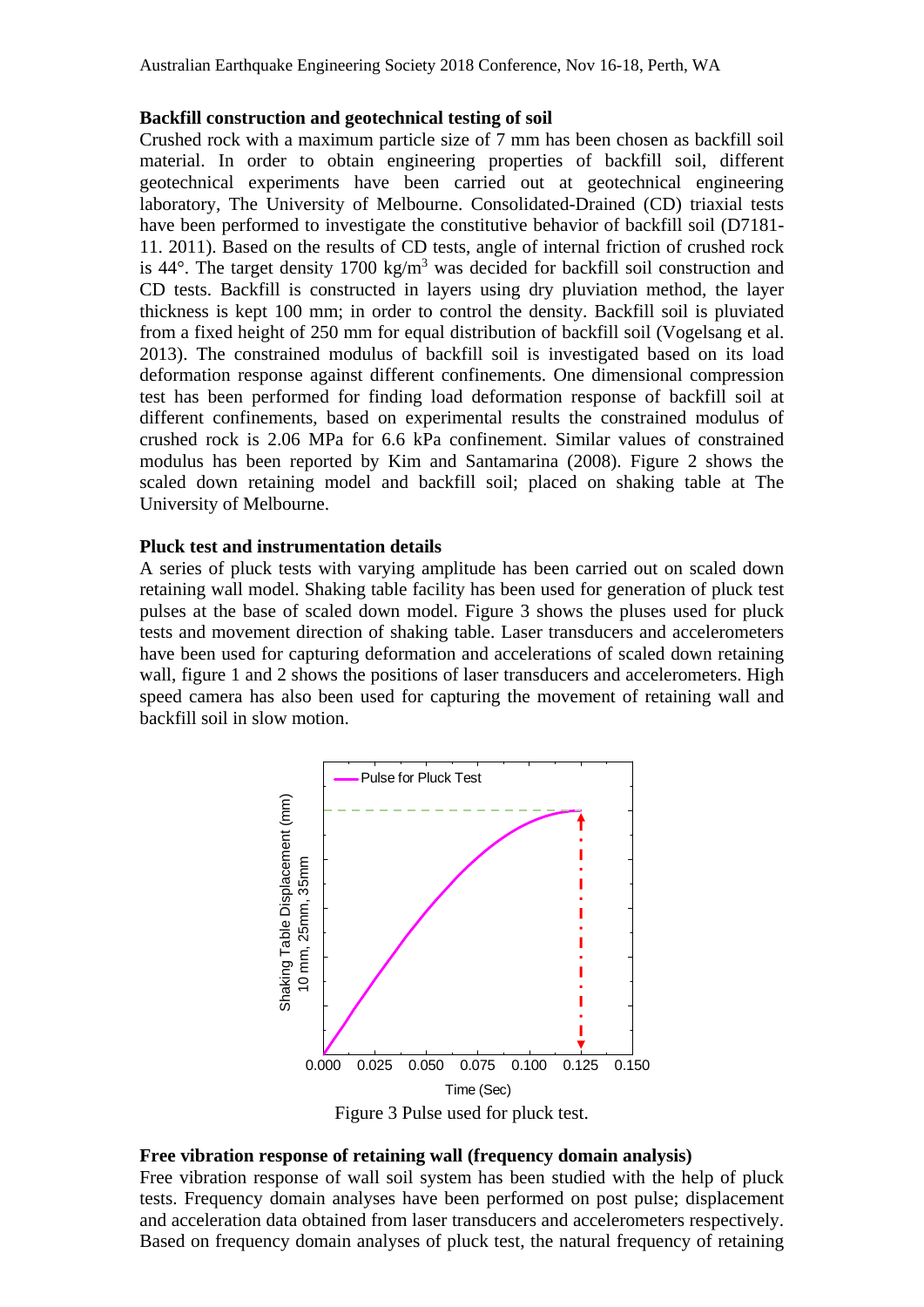**Backfill construction and geotechnical testing of soil**

Crushed rock with a maximum particle size of 7 mm has been chosen as backfill soil material. In order to obtain engineering properties of backfill soil, different geotechnical experiments have been carried out at geotechnical engineering laboratory, The University of Melbourne. Consolidated-Drained (CD) triaxial tests have been performed to investigate the constitutive behavior of backfill soil (D7181-11. 2011). Based on the results of CD tests, angle of internal friction of crushed rock is 44°. The target density 1700 kg/m$^3$ was decided for backfill soil construction and CD tests. Backfill is constructed in layers using dry pluviation method, the layer thickness is kept 100 mm; in order to control the density. Backfill soil is pluviated from a fixed height of 250 mm for equal distribution of backfill soil (Vogelsang et al. 2013). The constrained modulus of backfill soil is investigated based on its load deformation response against different confinements. One dimensional compression test has been performed for finding load deformation response of backfill soil at different confinements, based on experimental results the constrained modulus of crushed rock is 2.06 MPa for 6.6 kPa confinement. Similar values of constrained modulus has been reported by Kim and Santamarina (2008). Figure 2 shows the scaled down retaining model and backfill soil; placed on shaking table at The University of Melbourne.

**Pluck test and instrumentation details**

A series of pluck tests with varying amplitude has been carried out on scaled down retaining wall model. Shaking table facility has been used for generation of pluck test pulses at the base of scaled down model. Figure 3 shows the pluses used for pluck tests and movement direction of shaking table. Laser transducers and accelerometers have been used for capturing deformation and accelerations of scaled down retaining wall, figure 1 and 2 shows the positions of laser transducers and accelerometers. High speed camera has also been used for capturing the movement of retaining wall and backfill soil in slow motion.

Figure 3 Pulse used for pluck test.

**Free vibration response of retaining wall (frequency domain analysis)**

Free vibration response of wall soil system has been studied with the help of pluck tests. Frequency domain analyses have been performed on post pulse; displacement and acceleration data obtained from laser transducers and accelerometers respectively. Based on frequency domain analyses of pluck test, the natural frequency of retaining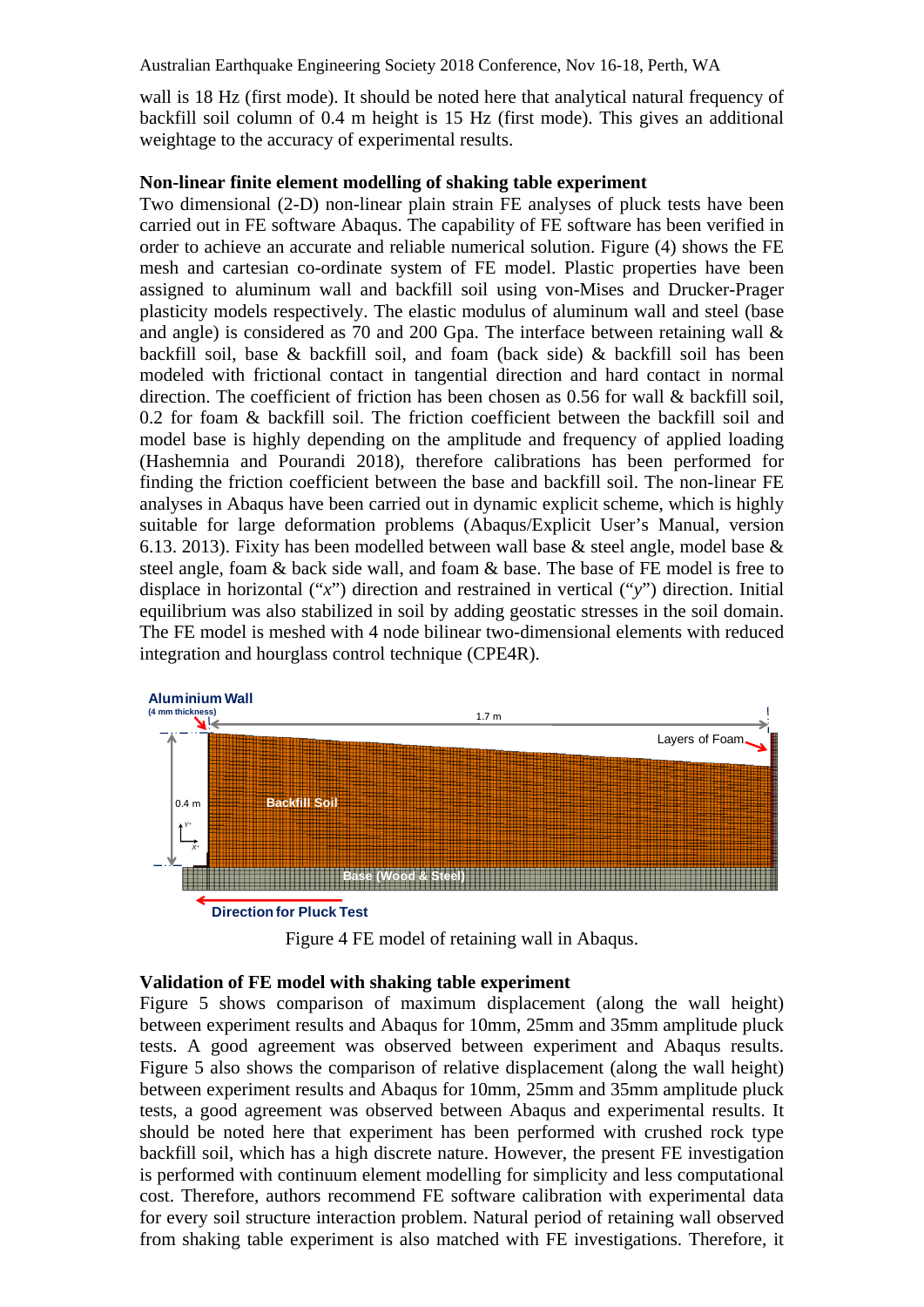wall is 18 Hz (first mode). It should be noted here that analytical natural frequency of backfill soil column of 0.4 m height is 15 Hz (first mode). This gives an additional weightage to the accuracy of experimental results.

### Non-linear finite element modelling of shaking table experiment

Two dimensional (2-D) non-linear plain strain FE analyses of pluck tests have been carried out in FE software Abaqus. The capability of FE software has been verified in order to achieve an accurate and reliable numerical solution. Figure (4) shows the FE mesh and cartesian co-ordinate system of FE model. Plastic properties have been assigned to aluminum wall and backfill soil using von-Mises and Drucker-Prager plasticity models respectively. The elastic modulus of aluminum wall and steel (base and angle) is considered as 70 and 200 Gpa. The interface between retaining wall & backfill soil, base & backfill soil, and foam (back side) & backfill soil has been modeled with frictional contact in tangential direction and hard contact in normal direction. The coefficient of friction has been chosen as 0.56 for wall & backfill soil, 0.2 for foam & backfill soil. The friction coefficient between the backfill soil and model base is highly depending on the amplitude and frequency of applied loading (Hashemnia and Pourandi 2018), therefore calibrations has been performed for finding the friction coefficient between the base and backfill soil. The non-linear FE analyses in Abaqus have been carried out in dynamic explicit scheme, which is highly suitable for large deformation problems (Abaqus/Explicit User's Manual, version 6.13. 2013). Fixity has been modelled between wall base & steel angle, model base & steel angle, foam & back side wall, and foam & base. The base of FE model is free to displace in horizontal ("*x*") direction and restrained in vertical ("*y*") direction. Initial equilibrium was also stabilized in soil by adding geostatic stresses in the soil domain. The FE model is meshed with 4 node bilinear two-dimensional elements with reduced integration and hourglass control technique (CPE4R).

Figure 4 FE model of retaining wall in Abaqus.

### Validation of FE model with shaking table experiment

Figure 5 shows comparison of maximum displacement (along the wall height) between experiment results and Abaqus for 10mm, 25mm and 35mm amplitude pluck tests. A good agreement was observed between experiment and Abaqus results. Figure 5 also shows the comparison of relative displacement (along the wall height) between experiment results and Abaqus for 10mm, 25mm and 35mm amplitude pluck tests, a good agreement was observed between Abaqus and experimental results. It should be noted here that experiment has been performed with crushed rock type backfill soil, which has a high discrete nature. However, the present FE investigation is performed with continuum element modelling for simplicity and less computational cost. Therefore, authors recommend FE software calibration with experimental data for every soil structure interaction problem. Natural period of retaining wall observed from shaking table experiment is also matched with FE investigations. Therefore, it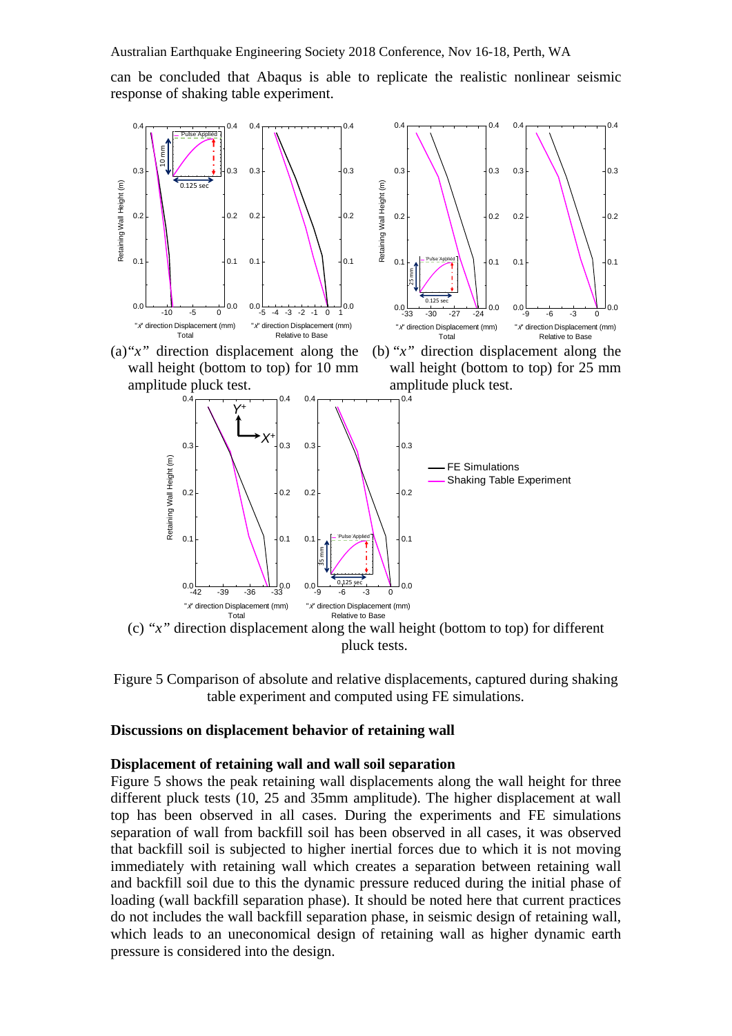can be concluded that Abaqus is able to replicate the realistic nonlinear seismic response of shaking table experiment.

(a) "*x*" direction displacement along the wall height (bottom to top) for 10 mm amplitude pluck test.

(b) "*x*" direction displacement along the wall height (bottom to top) for 25 mm amplitude pluck test.

(c) "*x*" direction displacement along the wall height (bottom to top) for different pluck tests.

Figure 5 Comparison of absolute and relative displacements, captured during shaking table experiment and computed using FE simulations.

**Discussions on displacement behavior of retaining wall**

**Displacement of retaining wall and wall soil separation**

Figure 5 shows the peak retaining wall displacements along the wall height for three different pluck tests (10, 25 and 35mm amplitude). The higher displacement at wall top has been observed in all cases. During the experiments and FE simulations separation of wall from backfill soil has been observed in all cases, it was observed that backfill soil is subjected to higher inertial forces due to which it is not moving immediately with retaining wall which creates a separation between retaining wall and backfill soil due to this the dynamic pressure reduced during the initial phase of loading (wall backfill separation phase). It should be noted here that current practices do not includes the wall backfill separation phase, in seismic design of retaining wall, which leads to an uneconomical design of retaining wall as higher dynamic earth pressure is considered into the design.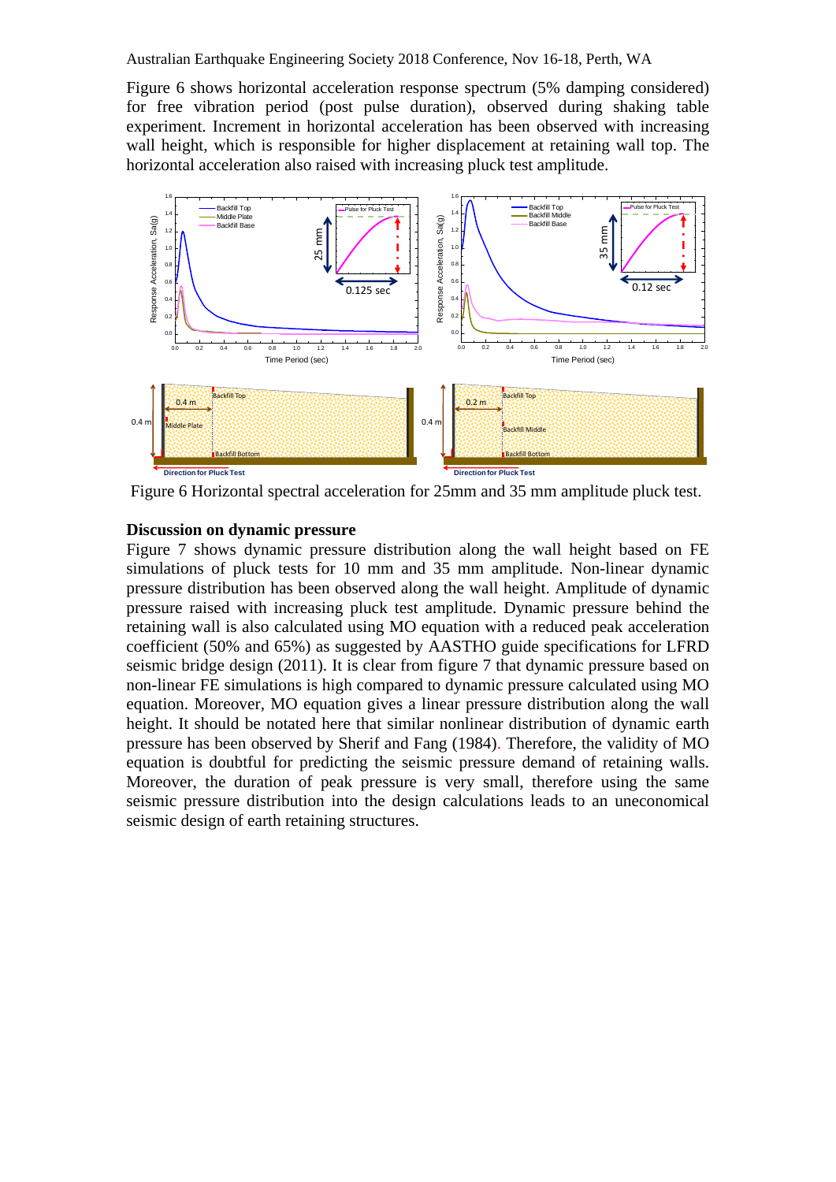Figure 6 shows horizontal acceleration response spectrum (5% damping considered) for free vibration period (post pulse duration), observed during shaking table experiment. Increment in horizontal acceleration has been observed with increasing wall height, which is responsible for higher displacement at retaining wall top. The horizontal acceleration also raised with increasing pluck test amplitude.

Figure 6 Horizontal spectral acceleration for 25mm and 35 mm amplitude pluck test.

**Discussion on dynamic pressure**

Figure 7 shows dynamic pressure distribution along the wall height based on FE simulations of pluck tests for 10 mm and 35 mm amplitude. Non-linear dynamic pressure distribution has been observed along the wall height. Amplitude of dynamic pressure raised with increasing pluck test amplitude. Dynamic pressure behind the retaining wall is also calculated using MO equation with a reduced peak acceleration coefficient (50% and 65%) as suggested by AASTHO guide specifications for LFRD seismic bridge design (2011). It is clear from figure 7 that dynamic pressure based on non-linear FE simulations is high compared to dynamic pressure calculated using MO equation. Moreover, MO equation gives a linear pressure distribution along the wall height. It should be notated here that similar nonlinear distribution of dynamic earth pressure has been observed by Sherif and Fang (1984). Therefore, the validity of MO equation is doubtful for predicting the seismic pressure demand of retaining walls. Moreover, the duration of peak pressure is very small, therefore using the same seismic pressure distribution into the design calculations leads to an uneconomical seismic design of earth retaining structures.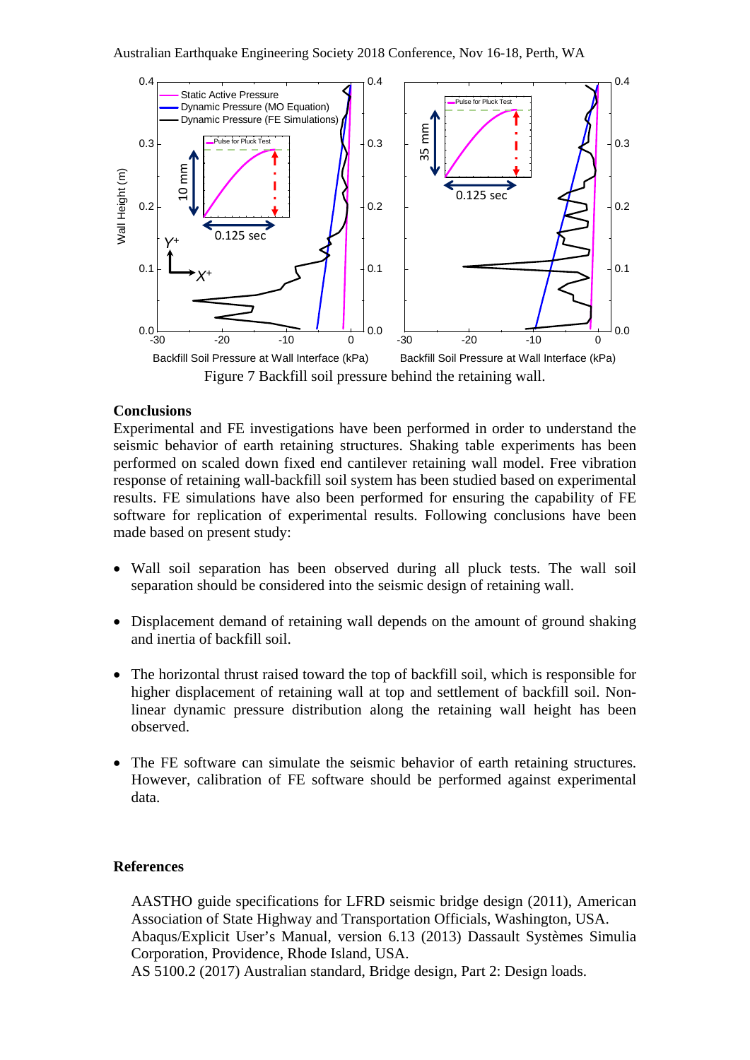Figure 7 Backfill soil pressure behind the retaining wall.

## Conclusions

Experimental and FE investigations have been performed in order to understand the seismic behavior of earth retaining structures. Shaking table experiments has been performed on scaled down fixed end cantilever retaining wall model. Free vibration response of retaining wall-backfill soil system has been studied based on experimental results. FE simulations have also been performed for ensuring the capability of FE software for replication of experimental results. Following conclusions have been made based on present study:

- Wall soil separation has been observed during all pluck tests. The wall soil separation should be considered into the seismic design of retaining wall.

- Displacement demand of retaining wall depends on the amount of ground shaking and inertia of backfill soil.

- The horizontal thrust raised toward the top of backfill soil, which is responsible for higher displacement of retaining wall at top and settlement of backfill soil. Non-linear dynamic pressure distribution along the retaining wall height has been observed.

- The FE software can simulate the seismic behavior of earth retaining structures. However, calibration of FE software should be performed against experimental data.

## References

AASTHO guide specifications for LFRD seismic bridge design (2011), American Association of State Highway and Transportation Officials, Washington, USA.

Abaqus/Explicit User's Manual, version 6.13 (2013) Dassault Systèmes Simulia Corporation, Providence, Rhode Island, USA.

AS 5100.2 (2017) Australian standard, Bridge design, Part 2: Design loads.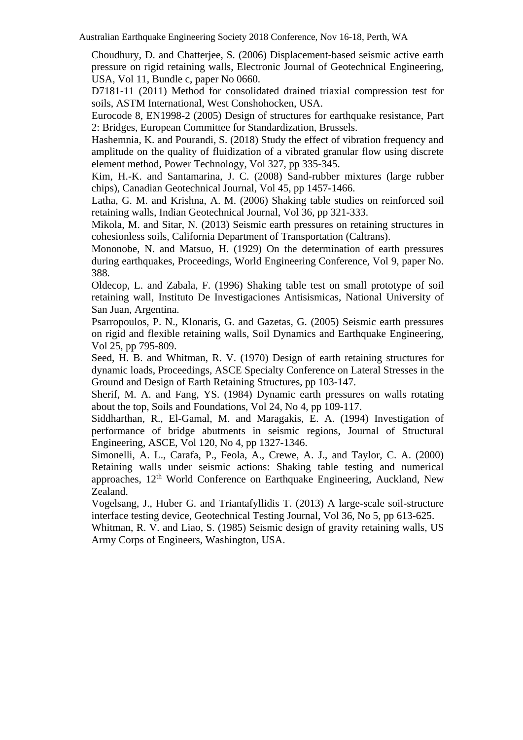Choudhury, D. and Chatterjee, S. (2006) Displacement-based seismic active earth pressure on rigid retaining walls, Electronic Journal of Geotechnical Engineering, USA, Vol 11, Bundle c, paper No 0660.

D7181-11 (2011) Method for consolidated drained triaxial compression test for soils, ASTM International, West Conshohocken, USA.

Eurocode 8, EN1998-2 (2005) Design of structures for earthquake resistance, Part 2: Bridges, European Committee for Standardization, Brussels.

Hashemnia, K. and Pourandi, S. (2018) Study the effect of vibration frequency and amplitude on the quality of fluidization of a vibrated granular flow using discrete element method, Power Technology, Vol 327, pp 335-345.

Kim, H.-K. and Santamarina, J. C. (2008) Sand-rubber mixtures (large rubber chips), Canadian Geotechnical Journal, Vol 45, pp 1457-1466.

Latha, G. M. and Krishna, A. M. (2006) Shaking table studies on reinforced soil retaining walls, Indian Geotechnical Journal, Vol 36, pp 321-333.

Mikola, M. and Sitar, N. (2013) Seismic earth pressures on retaining structures in cohesionless soils, California Department of Transportation (Caltrans).

Mononobe, N. and Matsuo, H. (1929) On the determination of earth pressures during earthquakes, Proceedings, World Engineering Conference, Vol 9, paper No. 388.

Oldecop, L. and Zabala, F. (1996) Shaking table test on small prototype of soil retaining wall, Instituto De Investigaciones Antisismicas, National University of San Juan, Argentina.

Psarropoulos, P. N., Klonaris, G. and Gazetas, G. (2005) Seismic earth pressures on rigid and flexible retaining walls, Soil Dynamics and Earthquake Engineering, Vol 25, pp 795-809.

Seed, H. B. and Whitman, R. V. (1970) Design of earth retaining structures for dynamic loads, Proceedings, ASCE Specialty Conference on Lateral Stresses in the Ground and Design of Earth Retaining Structures, pp 103-147.

Sherif, M. A. and Fang, YS. (1984) Dynamic earth pressures on walls rotating about the top, Soils and Foundations, Vol 24, No 4, pp 109-117.

Siddharthan, R., El-Gamal, M. and Maragakis, E. A. (1994) Investigation of performance of bridge abutments in seismic regions, Journal of Structural Engineering, ASCE, Vol 120, No 4, pp 1327-1346.

Simonelli, A. L., Carafa, P., Feola, A., Crewe, A. J., and Taylor, C. A. (2000) Retaining walls under seismic actions: Shaking table testing and numerical approaches, 12th World Conference on Earthquake Engineering, Auckland, New Zealand.

Vogelsang, J., Huber G. and Triantafyllidis T. (2013) A large-scale soil-structure interface testing device, Geotechnical Testing Journal, Vol 36, No 5, pp 613-625.

Whitman, R. V. and Liao, S. (1985) Seismic design of gravity retaining walls, US Army Corps of Engineers, Washington, USA.